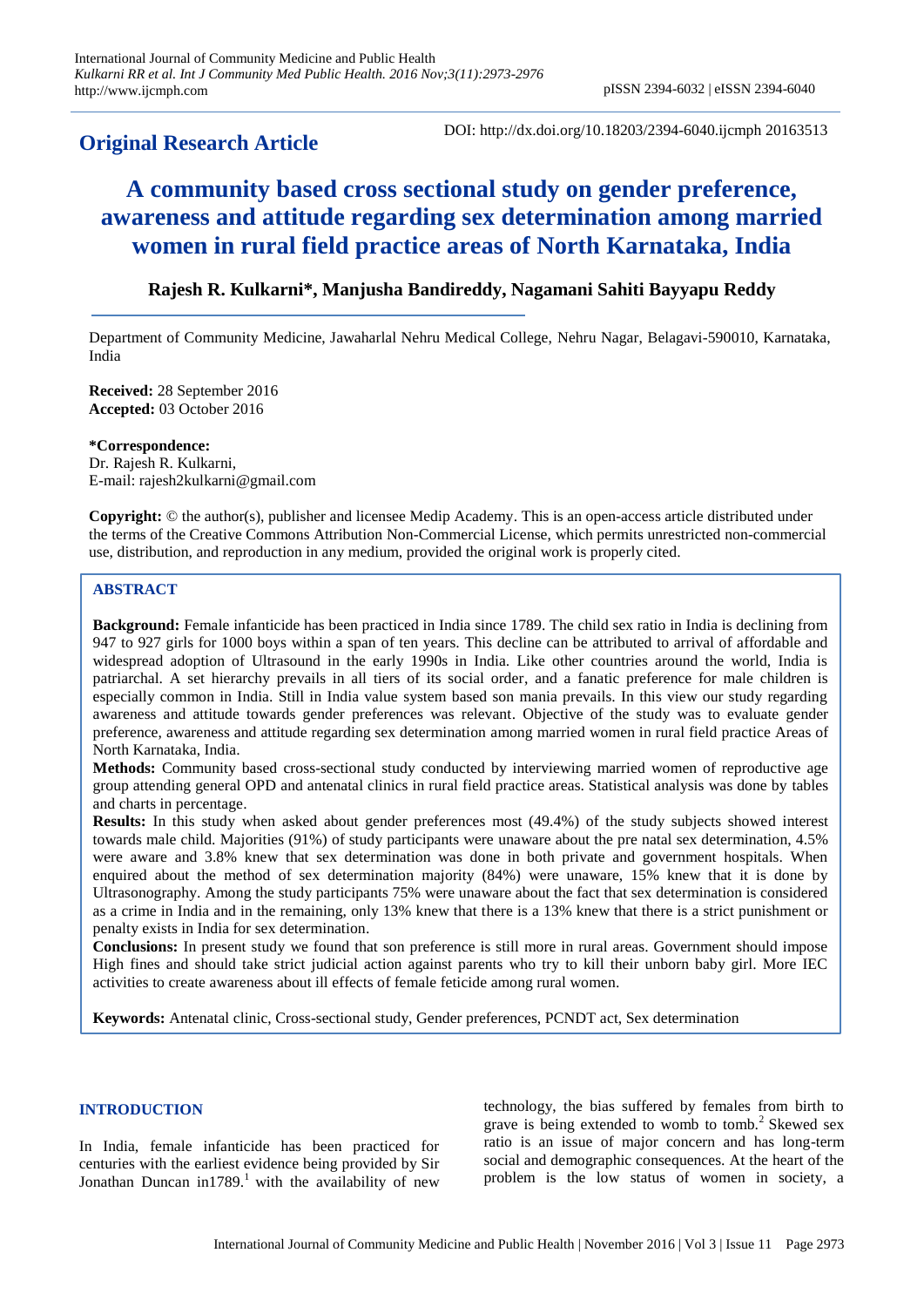## Original Research Article

DOI: http://dx.doi.org/10.18203/2394-6040.ijcmph 20163513

# A community based cross sectional study on gender preference, awareness and attitude regarding sex determination among married women in rural field practice areas of North Karnataka, India

**Rajesh R. Kulkarni\*, Manjusha Bandireddy, Nagamani Sahiti Bayyapu Reddy**

Department of Community Medicine, Jawaharlal Nehru Medical College, Nehru Nagar, Belagavi-590010, Karnataka, India

**Received:** 28 September 2016
**Accepted:** 03 October 2016

**\*Correspondence:**
Dr. Rajesh R. Kulkarni,
E-mail: rajesh2kulkarni@gmail.com

**Copyright:** © the author(s), publisher and licensee Medip Academy. This is an open-access article distributed under the terms of the Creative Commons Attribution Non-Commercial License, which permits unrestricted non-commercial use, distribution, and reproduction in any medium, provided the original work is properly cited.

## ABSTRACT

**Background:** Female infanticide has been practiced in India since 1789. The child sex ratio in India is declining from 947 to 927 girls for 1000 boys within a span of ten years. This decline can be attributed to arrival of affordable and widespread adoption of Ultrasound in the early 1990s in India. Like other countries around the world, India is patriarchal. A set hierarchy prevails in all tiers of its social order, and a fanatic preference for male children is especially common in India. Still in India value system based son mania prevails. In this view our study regarding awareness and attitude towards gender preferences was relevant. Objective of the study was to evaluate gender preference, awareness and attitude regarding sex determination among married women in rural field practice Areas of North Karnataka, India.

**Methods:** Community based cross-sectional study conducted by interviewing married women of reproductive age group attending general OPD and antenatal clinics in rural field practice areas. Statistical analysis was done by tables and charts in percentage.

**Results:** In this study when asked about gender preferences most (49.4%) of the study subjects showed interest towards male child. Majorities (91%) of study participants were unaware about the pre natal sex determination, 4.5% were aware and 3.8% knew that sex determination was done in both private and government hospitals. When enquired about the method of sex determination majority (84%) were unaware, 15% knew that it is done by Ultrasonography. Among the study participants 75% were unaware about the fact that sex determination is considered as a crime in India and in the remaining, only 13% knew that there is a 13% knew that there is a strict punishment or penalty exists in India for sex determination.

**Conclusions:** In present study we found that son preference is still more in rural areas. Government should impose High fines and should take strict judicial action against parents who try to kill their unborn baby girl. More IEC activities to create awareness about ill effects of female feticide among rural women.

**Keywords:** Antenatal clinic, Cross-sectional study, Gender preferences, PCNDT act, Sex determination

## INTRODUCTION

In India, female infanticide has been practiced for centuries with the earliest evidence being provided by Sir Jonathan Duncan in1789.[1] with the availability of new technology, the bias suffered by females from birth to grave is being extended to womb to tomb.[2] Skewed sex ratio is an issue of major concern and has long-term social and demographic consequences. At the heart of the problem is the low status of women in society, a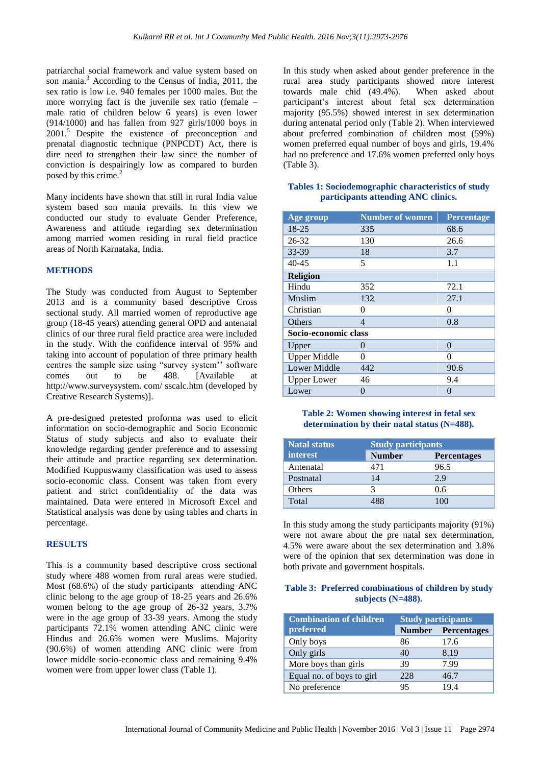patriarchal social framework and value system based on son mania.[3] According to the Census of India, 2011, the sex ratio is low i.e. 940 females per 1000 males. But the more worrying fact is the juvenile sex ratio (female – male ratio of children below 6 years) is even lower (914/1000) and has fallen from 927 girls/1000 boys in 2001.[5] Despite the existence of preconception and prenatal diagnostic technique (PNPCDT) Act, there is dire need to strengthen their law since the number of conviction is despairingly low as compared to burden posed by this crime.[2]

Many incidents have shown that still in rural India value system based son mania prevails. In this view we conducted our study to evaluate Gender based descriptive Cross sectional study. All married women of reproductive age group (18-45 years) attending general OPD and antenatal clinics of our three rural field practice area were included in the study. Preference, Awareness and attitude regarding sex determination among married women residing in rural field practice areas of North Karnataka, India.

## METHODS

The Study was conducted from August to September 2013 and is a community based descriptive Cross sectional study. All married women of reproductive age group (18-45 years) attending general OPD and antenatal clinics of our three rural field practice area were included in the study. With the confidence interval of 95% and taking into account of population of three primary health centres the sample size using "survey system'' software comes out to be 488. [Available at http://www.surveysystem. com/ sscalc.htm (developed by Creative Research Systems)].

A pre-designed pretested proforma was used to elicit information on socio-demographic and Socio Economic Status of study subjects and also to evaluate their knowledge regarding gender preference and to assessing their attitude and practice regarding sex determination. Modified Kuppuswamy classification was used to assess socio-economic class. Consent was taken from every patient and strict confidentiality of the data was maintained. Data were entered in Microsoft Excel and Statistical analysis was done by using tables and charts in percentage.

## RESULTS

This is a community based descriptive cross sectional study where 488 women from rural areas were studied. Most (68.6%) of the study participants attending ANC clinic belong to the age group of 18-25 years and 26.6% women belong to the age group of 26-32 years, 3.7% were in the age group of 33-39 years. Among the study participants 72.1% women attending ANC clinic were Hindus and 26.6% women were Muslims. Majority (90.6%) of women attending ANC clinic were from lower middle socio-economic class and remaining 9.4% women were from upper lower class (Table 1).

In this study when asked about gender preference in the rural area study participants showed more interest towards male chid (49.4%). When asked about participant's interest about fetal sex determination majority (95.5%) showed interest in sex determination during antenatal period only (Table 2). When interviewed about preferred combination of children most (59%) women preferred equal number of boys and girls, 19.4% had no preference and 17.6% women preferred only boys (Table 3).

**Tables 1: Sociodemographic characteristics of study participants attending ANC clinics.**

| Age group | Number of women | Percentage |
|---|---|---|
| 18-25 | 335 | 68.6 |
| 26-32 | 130 | 26.6 |
| 33-39 | 18 | 3.7 |
| 40-45 | 5 | 1.1 |
| **Religion** | | |
| Hindu | 352 | 72.1 |
| Muslim | 132 | 27.1 |
| Christian | 0 | 0 |
| Others | 4 | 0.8 |
| **Socio-economic class** | | |
| Upper | 0 | 0 |
| Upper Middle | 0 | 0 |
| Lower Middle | 442 | 90.6 |
| Upper Lower | 46 | 9.4 |
| Lower | 0 | 0 |

**Table 2: Women showing interest in fetal sex determination by their natal status (N=488).**

| Natal status interest | Study participants | |
|---|---|---|
| | Number | Percentages |
| Antenatal | 471 | 96.5 |
| Postnatal | 14 | 2.9 |
| Others | 3 | 0.6 |
| Total | 488 | 100 |

In this study among the study participants majority (91%) were not aware about the pre natal sex determination, 4.5% were aware about the sex determination and 3.8% were of the opinion that sex determination was done in both private and government hospitals.

**Table 3: Preferred combinations of children by study subjects (N=488).**

| Combination of children preferred | Study participants | |
|---|---|---|
| | Number | Percentages |
| Only boys | 86 | 17.6 |
| Only girls | 40 | 8.19 |
| More boys than girls | 39 | 7.99 |
| Equal no. of boys to girl | 228 | 46.7 |
| No preference | 95 | 19.4 |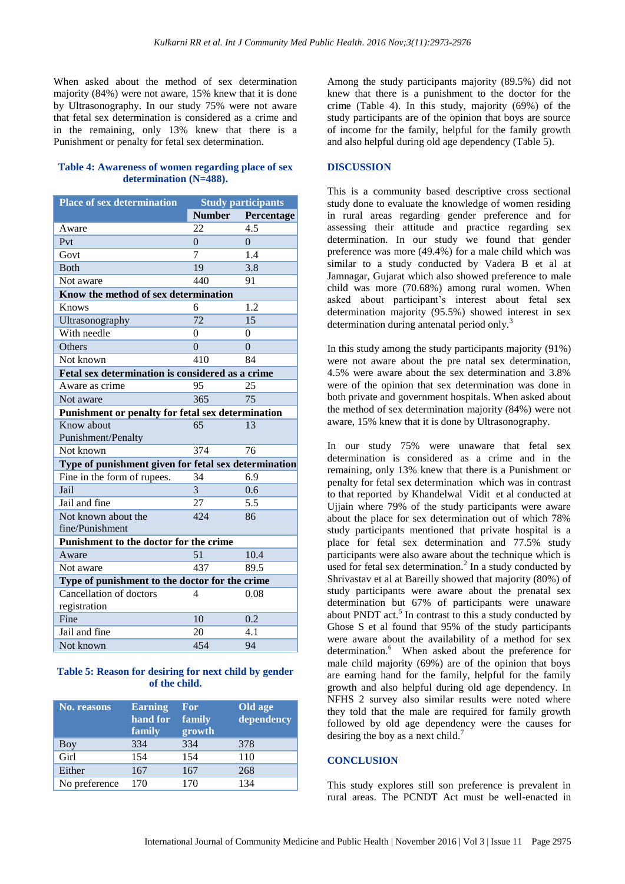When asked about the method of sex determination majority (84%) were not aware, 15% knew that it is done by Ultrasonography. In our study 75% were not aware that fetal sex determination is considered as a crime and in the remaining, only 13% knew that there is a Punishment or penalty for fetal sex determination.

**Table 4: Awareness of women regarding place of sex determination (N=488).**

| Place of sex determination | Study participants | |
|---|---|---|
| | Number | Percentage |
| Aware | 22 | 4.5 |
| Pvt | 0 | 0 |
| Govt | 7 | 1.4 |
| Both | 19 | 3.8 |
| Not aware | 440 | 91 |
| **Know the method of sex determination** | | |
| Knows | 6 | 1.2 |
| Ultrasonography | 72 | 15 |
| With needle | 0 | 0 |
| Others | 0 | 0 |
| Not known | 410 | 84 |
| **Fetal sex determination is considered as a crime** | | |
| Aware as crime | 95 | 25 |
| Not aware | 365 | 75 |
| **Punishment or penalty for fetal sex determination** | | |
| Know about Punishment/Penalty | 65 | 13 |
| Not known | 374 | 76 |
| **Type of punishment given for fetal sex determination** | | |
| Fine in the form of rupees. | 34 | 6.9 |
| Jail | 3 | 0.6 |
| Jail and fine | 27 | 5.5 |
| Not known about the fine/Punishment | 424 | 86 |
| **Punishment to the doctor for the crime** | | |
| Aware | 51 | 10.4 |
| Not aware | 437 | 89.5 |
| **Type of punishment to the doctor for the crime** | | |
| Cancellation of doctors registration | 4 | 0.08 |
| Fine | 10 | 0.2 |
| Jail and fine | 20 | 4.1 |
| Not known | 454 | 94 |

**Table 5: Reason for desiring for next child by gender of the child.**

| No. reasons | Earning hand for family | For family growth | Old age dependency |
|---|---|---|---|
| Boy | 334 | 334 | 378 |
| Girl | 154 | 154 | 110 |
| Either | 167 | 167 | 268 |
| No preference | 170 | 170 | 134 |

Among the study participants majority (89.5%) did not knew that there is a punishment to the doctor for the crime (Table 4). In this study, majority (69%) of the study participants are of the opinion that boys are source of income for the family, helpful for the family growth and also helpful during old age dependency (Table 5).

## DISCUSSION

This is a community based descriptive cross sectional study done to evaluate the knowledge of women residing in rural areas regarding gender preference and for assessing their attitude and practice regarding sex determination. In our study we found that gender preference was more (49.4%) for a male child which was similar to a study conducted by Vadera B et al at Jamnagar, Gujarat which also showed preference to male child was more (70.68%) among rural women. When asked about participant's interest about fetal sex determination majority (95.5%) showed interest in sex determination during antenatal period only.[3]

In this study among the study participants majority (91%) were not aware about the pre natal sex determination, 4.5% were aware about the sex determination and 3.8% were of the opinion that sex determination was done in both private and government hospitals. When asked about the method of sex determination majority (84%) were not aware, 15% knew that it is done by Ultrasonography.

In our study 75% were unaware that fetal sex determination is considered as a crime and in the remaining, only 13% knew that there is a Punishment or penalty for fetal sex determination which was in contrast to that reported by Khandelwal Vidit et al conducted at Ujjain where 79% of the study participants were aware about the place for sex determination out of which 78% study participants mentioned that private hospital is a place for fetal sex determination and 77.5% study participants were also aware about the technique which is used for fetal sex determination.[2] In a study conducted by Shrivastav et al at Bareilly showed that majority (80%) of study participants were aware about the prenatal sex determination but 67% of participants were unaware about PNDT act.[5] In contrast to this a study conducted by Ghose S et al found that 95% of the study participants were aware about the availability of a method for sex determination.[6] When asked about the preference for male child majority (69%) are of the opinion that boys are earning hand for the family, helpful for the family growth and also helpful during old age dependency. In NFHS 2 survey also similar results were noted where they told that the male are required for family growth followed by old age dependency were the causes for desiring the boy as a next child.[7]

## CONCLUSION

This study explores still son preference is prevalent in rural areas. The PCNDT Act must be well-enacted in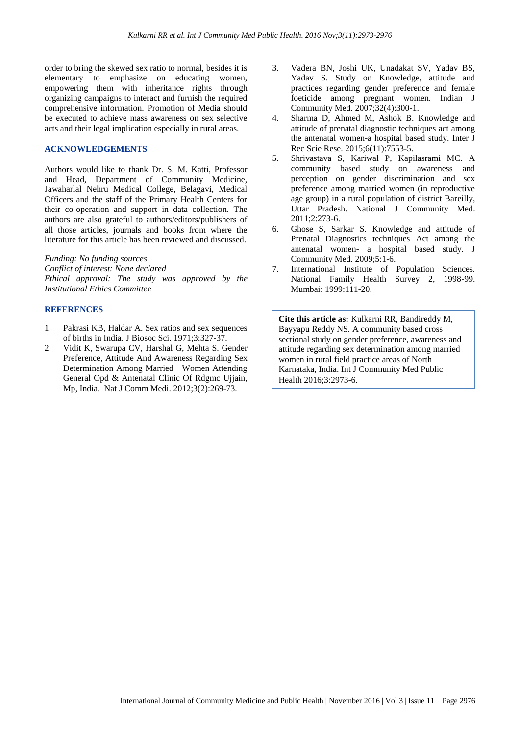order to bring the skewed sex ratio to normal, besides it is elementary to emphasize on educating women, empowering them with inheritance rights through organizing campaigns to interact and furnish the required comprehensive information. Promotion of Media should be executed to achieve mass awareness on sex selective acts and their legal implication especially in rural areas.

## ACKNOWLEDGEMENTS

Authors would like to thank Dr. S. M. Katti, Professor and Head, Department of Community Medicine, Jawaharlal Nehru Medical College, Belagavi, Medical Officers and the staff of the Primary Health Centers for their co-operation and support in data collection. The authors are also grateful to authors/editors/publishers of all those articles, journals and books from where the literature for this article has been reviewed and discussed.

*Funding: No funding sources*
*Conflict of interest: None declared*
*Ethical approval: The study was approved by the Institutional Ethics Committee*

## REFERENCES

1. Pakrasi KB, Haldar A. Sex ratios and sex sequences of births in India. J Biosoc Sci. 1971;3:327-37.
2. Vidit K, Swarupa CV, Harshal G, Mehta S. Gender Preference, Attitude And Awareness Regarding Sex Determination Among Married Women Attending General Opd & Antenatal Clinic Of Rdgmc Ujjain, Mp, India. Nat J Comm Medi. 2012;3(2):269-73.
3. Vadera BN, Joshi UK, Unadakat SV, Yadav BS, Yadav S. Study on Knowledge, attitude and practices regarding gender preference and female foeticide among pregnant women. Indian J Community Med. 2007;32(4):300-1.
4. Sharma D, Ahmed M, Ashok B. Knowledge and attitude of prenatal diagnostic techniques act among the antenatal women-a hospital based study. Inter J Rec Scie Rese. 2015;6(11):7553-5.
5. Shrivastava S, Kariwal P, Kapilasrami MC. A community based study on awareness and perception on gender discrimination and sex preference among married women (in reproductive age group) in a rural population of district Bareilly, Uttar Pradesh. National J Community Med. 2011;2:273-6.
6. Ghose S, Sarkar S. Knowledge and attitude of Prenatal Diagnostics techniques Act among the antenatal women- a hospital based study. J Community Med. 2009;5:1-6.
7. International Institute of Population Sciences. National Family Health Survey 2, 1998-99. Mumbai: 1999:111-20.

**Cite this article as:** Kulkarni RR, Bandireddy M, Bayyapu Reddy NS. A community based cross sectional study on gender preference, awareness and attitude regarding sex determination among married women in rural field practice areas of North Karnataka, India. Int J Community Med Public Health 2016;3:2973-6.